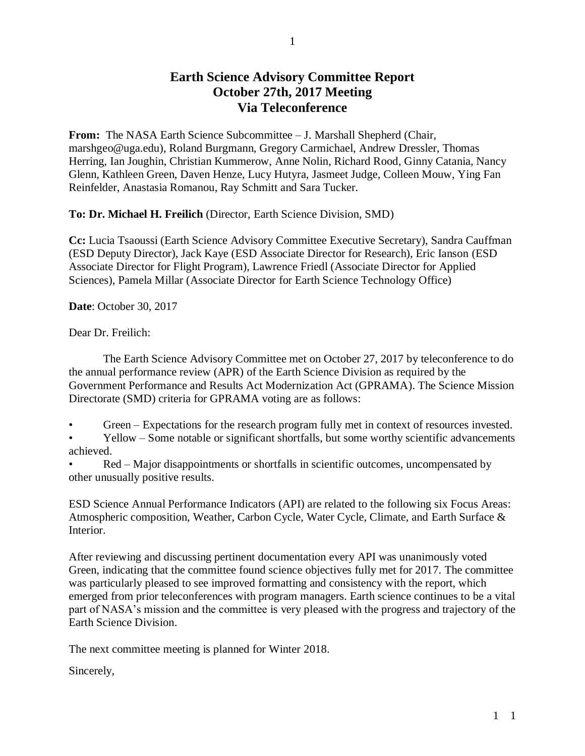# Earth Science Advisory Committee Report
# October 27th, 2017 Meeting
# Via Teleconference

**From:** The NASA Earth Science Subcommittee – J. Marshall Shepherd (Chair, marshgeo@uga.edu), Roland Burgmann, Gregory Carmichael, Andrew Dressler, Thomas Herring, Ian Joughin, Christian Kummerow, Anne Nolin, Richard Rood, Ginny Catania, Nancy Glenn, Kathleen Green, Daven Henze, Lucy Hutyra, Jasmeet Judge, Colleen Mouw, Ying Fan Reinfelder, Anastasia Romanou, Ray Schmitt and Sara Tucker.

**To: Dr. Michael H. Freilich** (Director, Earth Science Division, SMD)

**Cc:** Lucia Tsaoussi (Earth Science Advisory Committee Executive Secretary), Sandra Cauffman (ESD Deputy Director), Jack Kaye (ESD Associate Director for Research), Eric Ianson (ESD Associate Director for Flight Program), Lawrence Friedl (Associate Director for Applied Sciences), Pamela Millar (Associate Director for Earth Science Technology Office)

**Date**: October 30, 2017

Dear Dr. Freilich:

The Earth Science Advisory Committee met on October 27, 2017 by teleconference to do the annual performance review (APR) of the Earth Science Division as required by the Government Performance and Results Act Modernization Act (GPRAMA). The Science Mission Directorate (SMD) criteria for GPRAMA voting are as follows:

- Green – Expectations for the research program fully met in context of resources invested.
- Yellow – Some notable or significant shortfalls, but some worthy scientific advancements achieved.
- Red – Major disappointments or shortfalls in scientific outcomes, uncompensated by other unusually positive results.

ESD Science Annual Performance Indicators (API) are related to the following six Focus Areas: Atmospheric composition, Weather, Carbon Cycle, Water Cycle, Climate, and Earth Surface & Interior.

After reviewing and discussing pertinent documentation every API was unanimously voted Green, indicating that the committee found science objectives fully met for 2017. The committee was particularly pleased to see improved formatting and consistency with the report, which emerged from prior teleconferences with program managers. Earth science continues to be a vital part of NASA's mission and the committee is very pleased with the progress and trajectory of the Earth Science Division.

The next committee meeting is planned for Winter 2018.

Sincerely,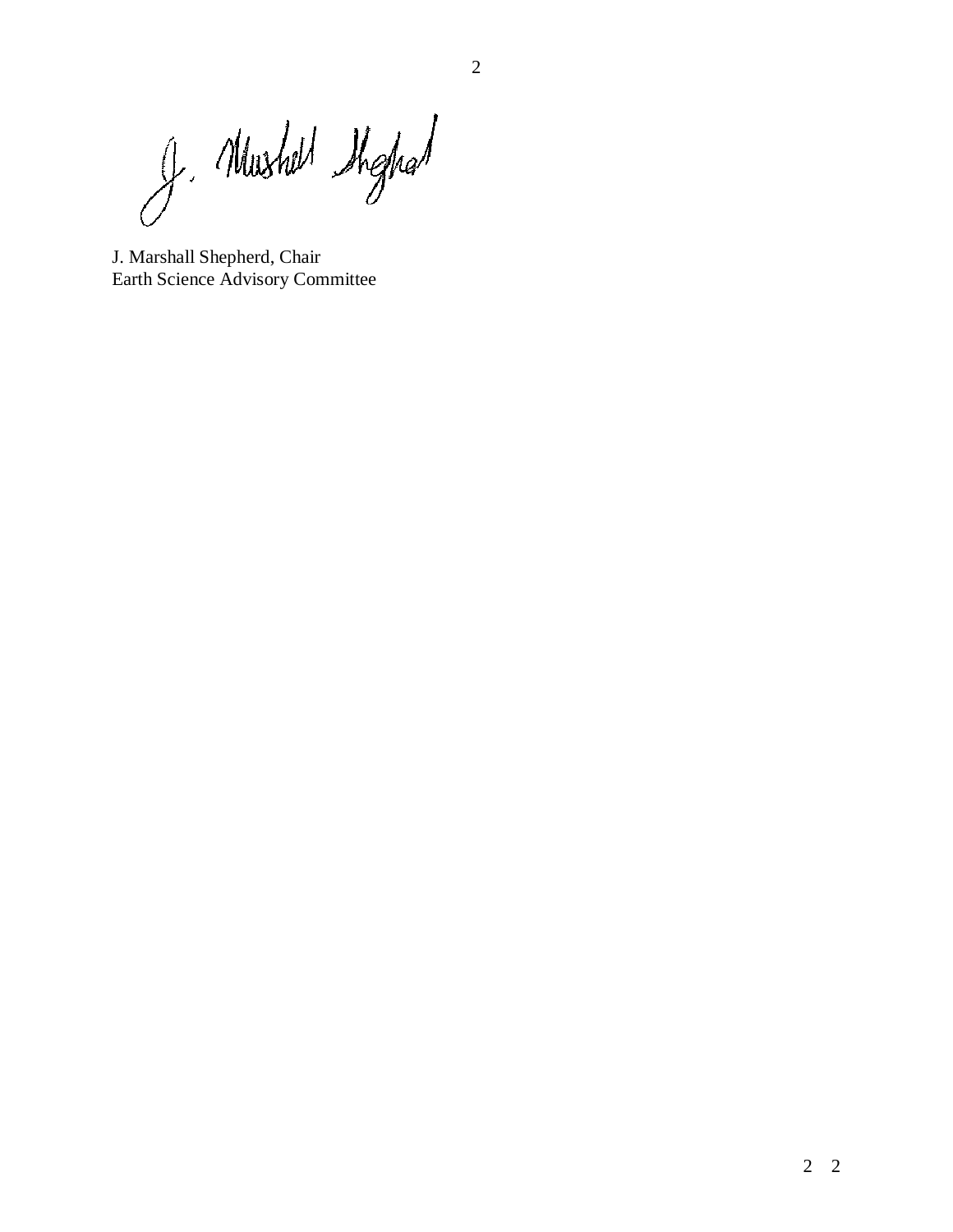J. Marshall Shepherd, Chair
Earth Science Advisory Committee